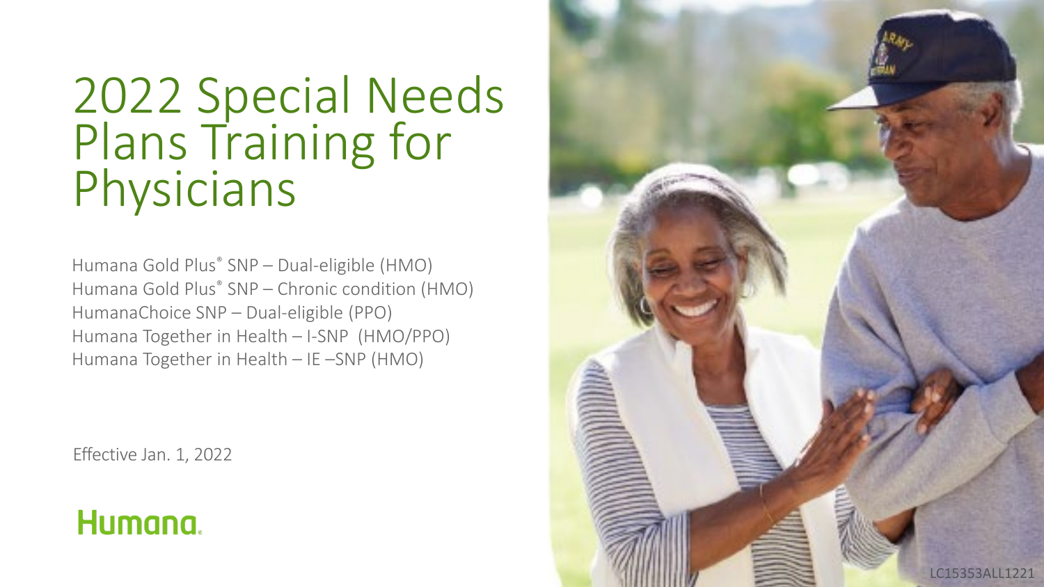# 2022 Special Needs Plans Training for Physicians

Humana Gold Plus® SNP – Dual-eligible (HMO)
Humana Gold Plus® SNP – Chronic condition (HMO)
HumanaChoice SNP – Dual-eligible (PPO)
Humana Together in Health – I-SNP (HMO/PPO)
Humana Together in Health – IE –SNP (HMO)

Effective Jan. 1, 2022

Humana.

LC15353ALL1221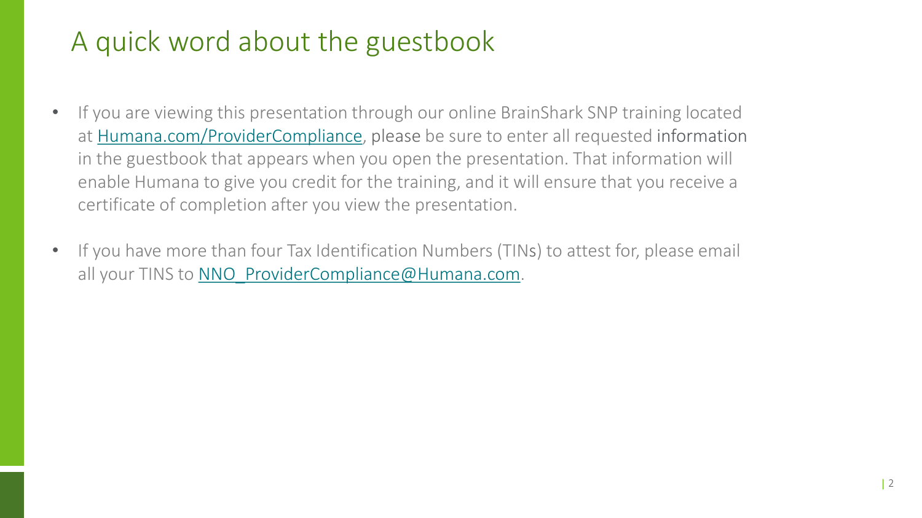# A quick word about the guestbook

- If you are viewing this presentation through our online BrainShark SNP training located at [Humana.com/ProviderCompliance](Humana.com/ProviderCompliance), please be sure to enter all requested information in the guestbook that appears when you open the presentation. That information will enable Humana to give you credit for the training, and it will ensure that you receive a certificate of completion after you view the presentation.
- If you have more than four Tax Identification Numbers (TINs) to attest for, please email all your TINS to [NNO_ProviderCompliance@Humana.com](mailto:NNO_ProviderCompliance@Humana.com).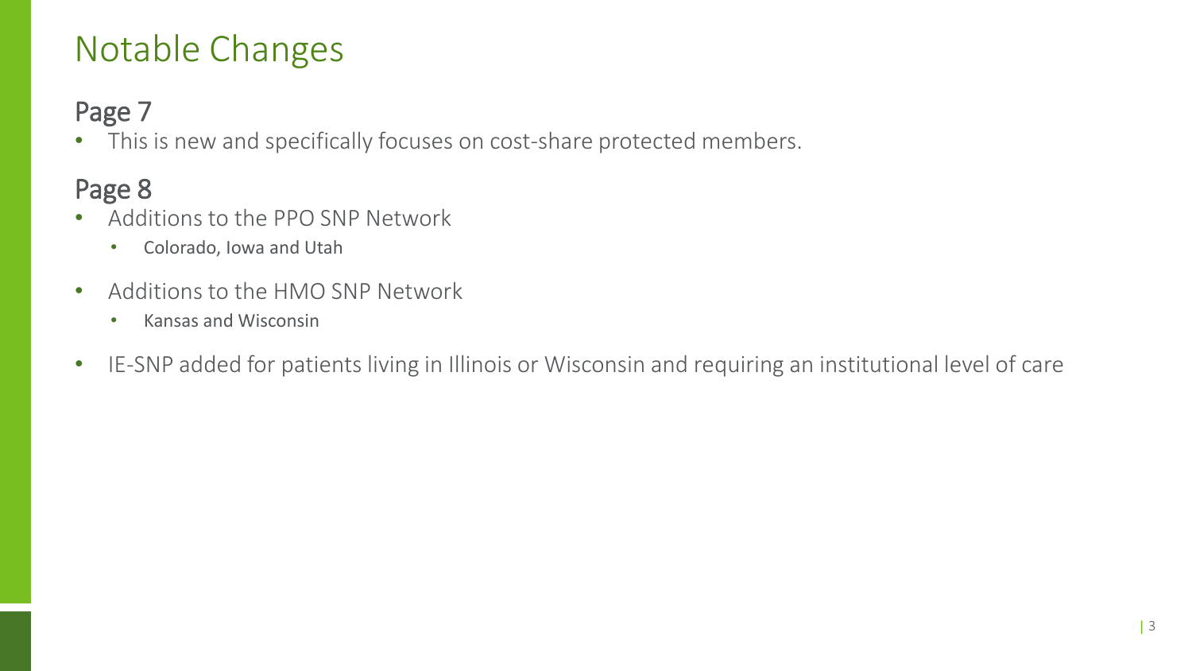# Notable Changes

## Page 7

- This is new and specifically focuses on cost-share protected members.

## Page 8

- Additions to the PPO SNP Network
  - Colorado, Iowa and Utah
- Additions to the HMO SNP Network
  - Kansas and Wisconsin
- IE-SNP added for patients living in Illinois or Wisconsin and requiring an institutional level of care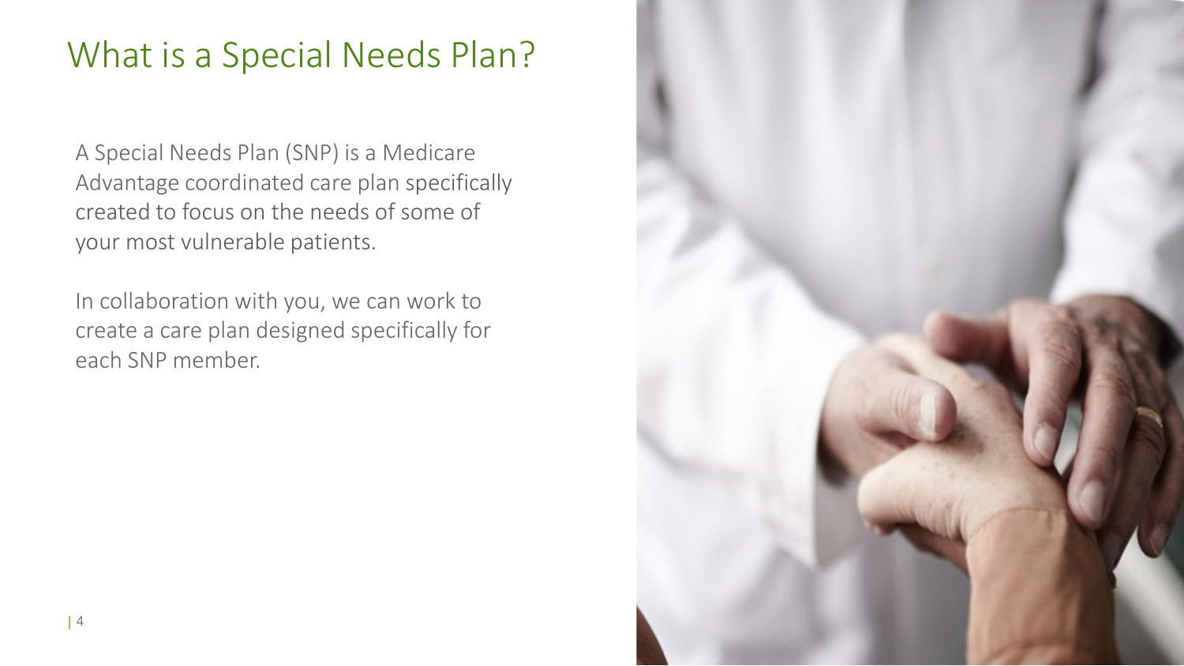# What is a Special Needs Plan?

A Special Needs Plan (SNP) is a Medicare Advantage coordinated care plan specifically created to focus on the needs of some of your most vulnerable patients.

In collaboration with you, we can work to create a care plan designed specifically for each SNP member.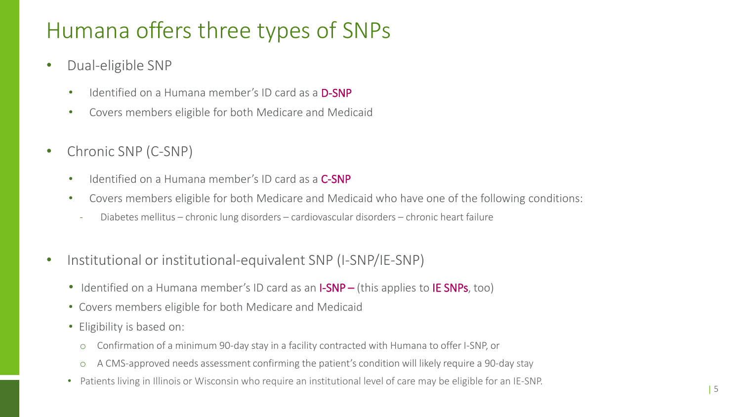# Humana offers three types of SNPs

- Dual-eligible SNP
  - Identified on a Humana member's ID card as a D-SNP
  - Covers members eligible for both Medicare and Medicaid
- Chronic SNP (C-SNP)
  - Identified on a Humana member's ID card as a C-SNP
  - Covers members eligible for both Medicare and Medicaid who have one of the following conditions:
    - Diabetes mellitus – chronic lung disorders – cardiovascular disorders – chronic heart failure
- Institutional or institutional-equivalent SNP (I-SNP/IE-SNP)
  - Identified on a Humana member's ID card as an I-SNP – (this applies to IE SNPs, too)
  - Covers members eligible for both Medicare and Medicaid
  - Eligibility is based on:
    - Confirmation of a minimum 90-day stay in a facility contracted with Humana to offer I-SNP, or
    - A CMS-approved needs assessment confirming the patient's condition will likely require a 90-day stay
  - Patients living in Illinois or Wisconsin who require an institutional level of care may be eligible for an IE-SNP.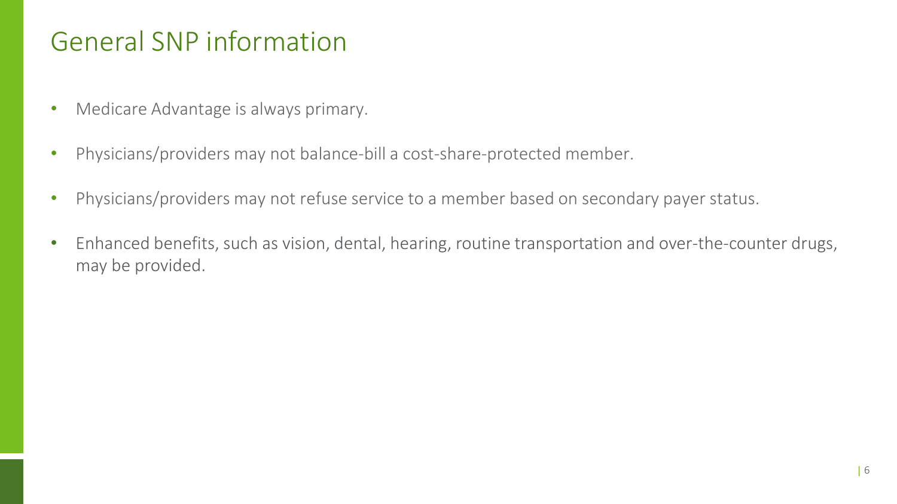# General SNP information

- Medicare Advantage is always primary.
- Physicians/providers may not balance-bill a cost-share-protected member.
- Physicians/providers may not refuse service to a member based on secondary payer status.
- Enhanced benefits, such as vision, dental, hearing, routine transportation and over-the-counter drugs, may be provided.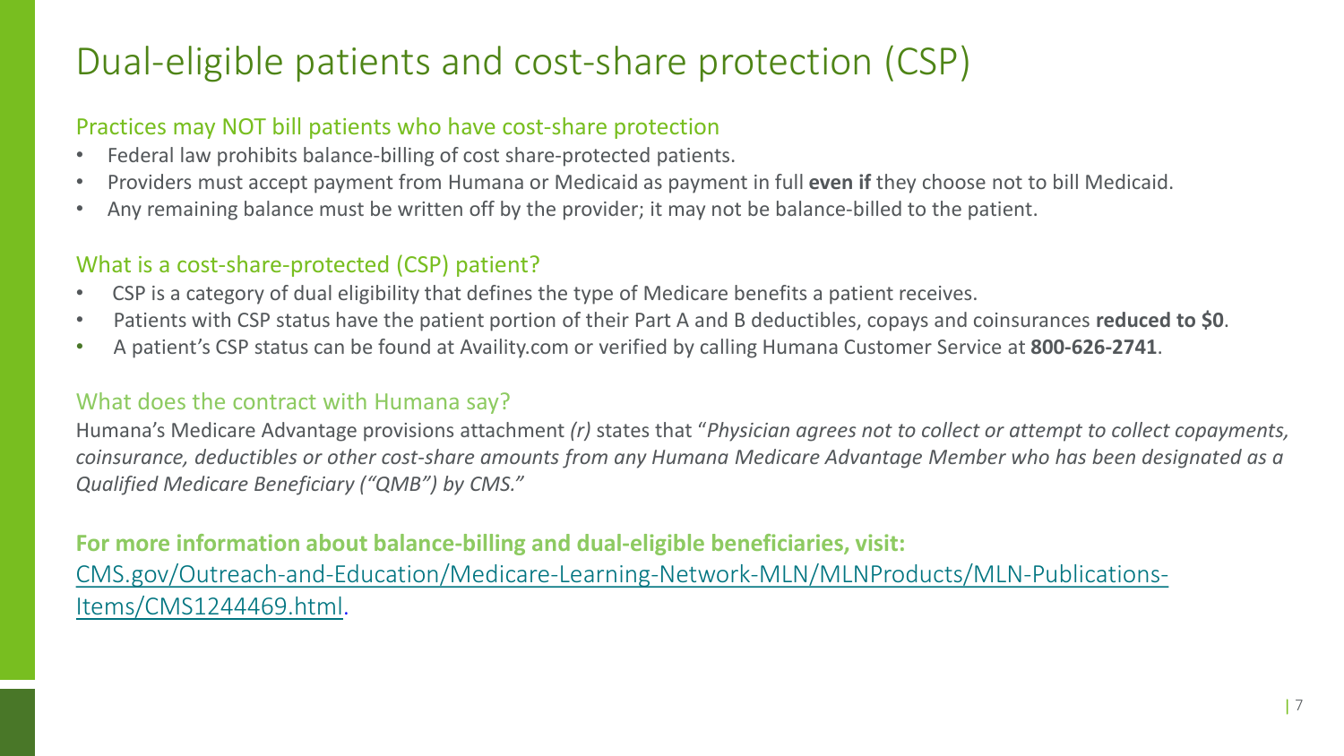# Dual-eligible patients and cost-share protection (CSP)

## Practices may NOT bill patients who have cost-share protection

- Federal law prohibits balance-billing of cost share-protected patients.
- Providers must accept payment from Humana or Medicaid as payment in full **even if** they choose not to bill Medicaid.
- Any remaining balance must be written off by the provider; it may not be balance-billed to the patient.

## What is a cost-share-protected (CSP) patient?

- CSP is a category of dual eligibility that defines the type of Medicare benefits a patient receives.
- Patients with CSP status have the patient portion of their Part A and B deductibles, copays and coinsurances **reduced to $0**.
- A patient's CSP status can be found at Availity.com or verified by calling Humana Customer Service at **800-626-2741**.

## What does the contract with Humana say?

Humana's Medicare Advantage provisions attachment *(r)* states that "*Physician agrees not to collect or attempt to collect copayments, coinsurance, deductibles or other cost-share amounts from any Humana Medicare Advantage Member who has been designated as a Qualified Medicare Beneficiary ("QMB") by CMS.*"

**For more information about balance-billing and dual-eligible beneficiaries, visit:**
CMS.gov/Outreach-and-Education/Medicare-Learning-Network-MLN/MLNProducts/MLN-Publications-Items/CMS1244469.html.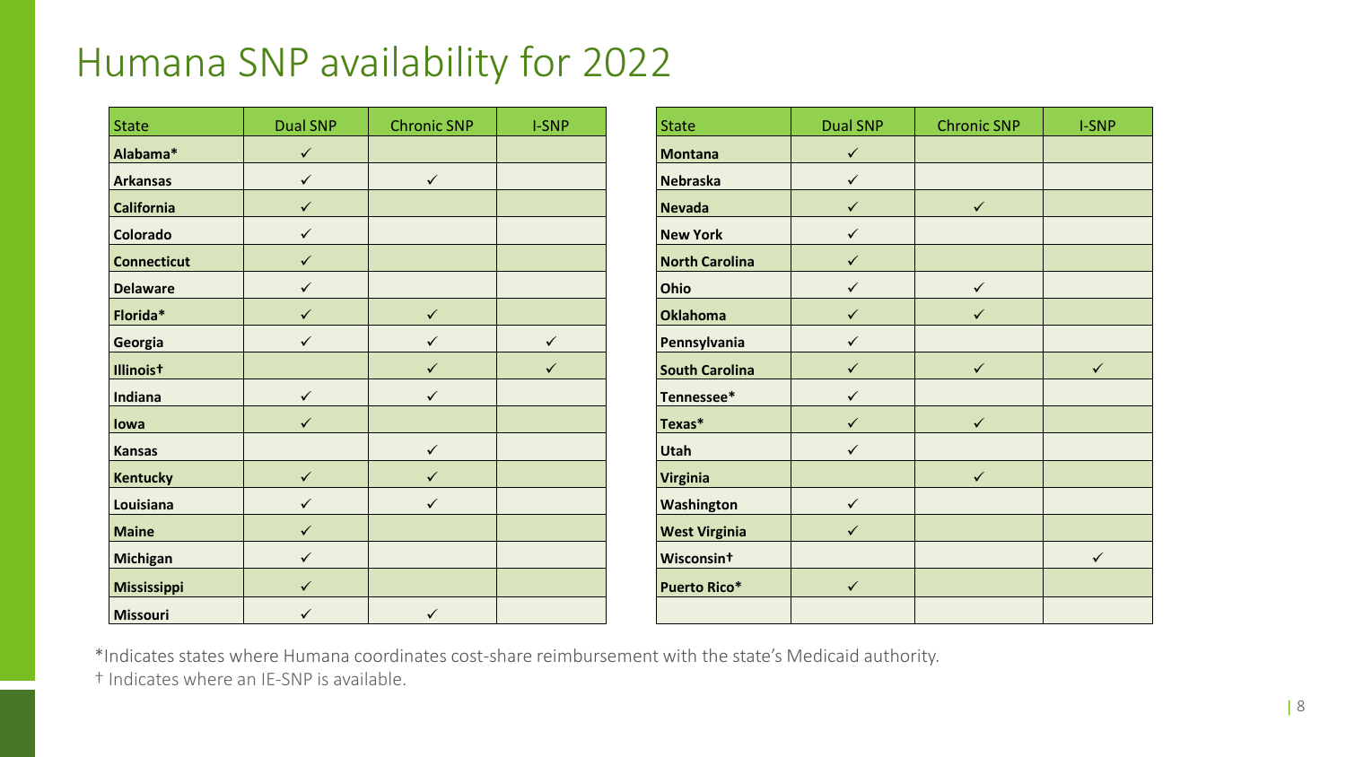# Humana SNP availability for 2022

| State | Dual SNP | Chronic SNP | I-SNP |
|---|---|---|---|
| **Alabama*** | ✓ | | |
| **Arkansas** | ✓ | ✓ | |
| **California** | ✓ | | |
| **Colorado** | ✓ | | |
| **Connecticut** | ✓ | | |
| **Delaware** | ✓ | | |
| **Florida*** | ✓ | ✓ | |
| **Georgia** | ✓ | ✓ | ✓ |
| **Illinois†** | | ✓ | ✓ |
| **Indiana** | ✓ | ✓ | |
| **Iowa** | ✓ | | |
| **Kansas** | | ✓ | |
| **Kentucky** | ✓ | ✓ | |
| **Louisiana** | ✓ | ✓ | |
| **Maine** | ✓ | | |
| **Michigan** | ✓ | | |
| **Mississippi** | ✓ | | |
| **Missouri** | ✓ | ✓ | |
| **Montana** | ✓ | | |
| **Nebraska** | ✓ | | |
| **Nevada** | ✓ | ✓ | |
| **New York** | ✓ | | |
| **North Carolina** | ✓ | | |
| **Ohio** | ✓ | ✓ | |
| **Oklahoma** | ✓ | ✓ | |
| **Pennsylvania** | ✓ | | |
| **South Carolina** | ✓ | ✓ | ✓ |
| **Tennessee*** | ✓ | | |
| **Texas*** | ✓ | ✓ | |
| **Utah** | ✓ | | |
| **Virginia** | | ✓ | |
| **Washington** | ✓ | | |
| **West Virginia** | ✓ | | |
| **Wisconsin†** | | | ✓ |
| **Puerto Rico*** | ✓ | | |

*Indicates states where Humana coordinates cost-share reimbursement with the state's Medicaid authority.

† Indicates where an IE-SNP is available.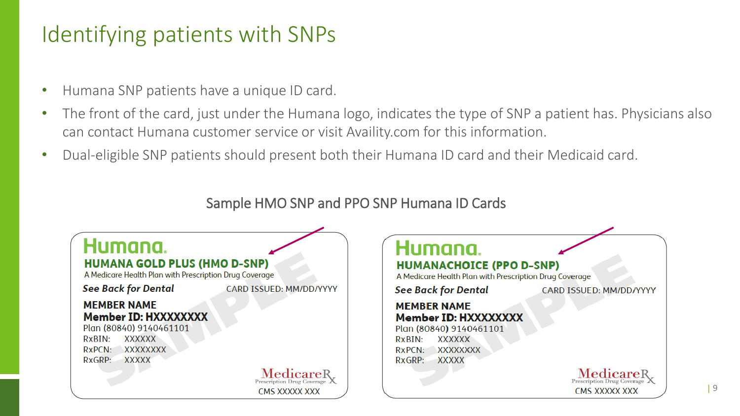# Identifying patients with SNPs

- Humana SNP patients have a unique ID card.
- The front of the card, just under the Humana logo, indicates the type of SNP a patient has. Physicians also can contact Humana customer service or visit Availity.com for this information.
- Dual-eligible SNP patients should present both their Humana ID card and their Medicaid card.

Sample HMO SNP and PPO SNP Humana ID Cards

**Humana**
**HUMANA GOLD PLUS (HMO D-SNP)**
A Medicare Health Plan with Prescription Drug Coverage
***See Back for Dental*** CARD ISSUED: MM/DD/YYYY
**MEMBER NAME**
**Member ID: HXXXXXXXX**
Plan (80840) 9140461101
RxBIN: XXXXXX
RxPCN: XXXXXXXX
RxGRP: XXXXX
MedicareRx Prescription Drug Coverage
CMS XXXXX XXX
SAMPLE

**Humana**
**HUMANACHOICE (PPO D-SNP)**
A Medicare Health Plan with Prescription Drug Coverage
***See Back for Dental*** CARD ISSUED: MM/DD/YYYY
**MEMBER NAME**
**Member ID: HXXXXXXXX**
Plan (80840) 9140461101
RxBIN: XXXXXX
RxPCN: XXXXXXXX
RxGRP: XXXXX
MedicareRx Prescription Drug Coverage
CMS XXXXX XXX
SAMPLE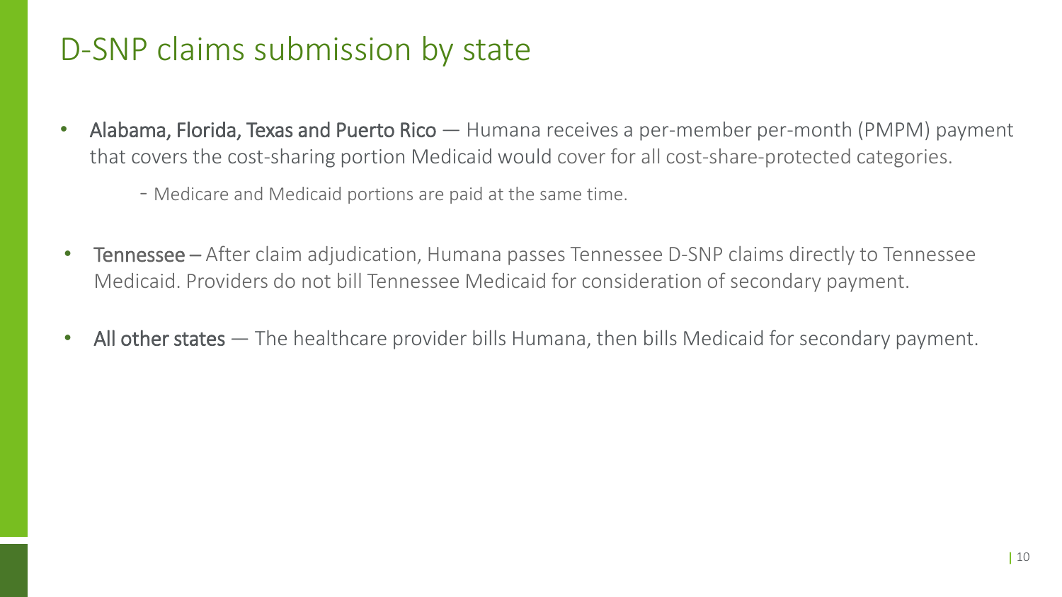# D-SNP claims submission by state

- **Alabama, Florida, Texas and Puerto Rico** — Humana receives a per-member per-month (PMPM) payment that covers the cost-sharing portion Medicaid would cover for all cost-share-protected categories.
  - Medicare and Medicaid portions are paid at the same time.
- **Tennessee** – After claim adjudication, Humana passes Tennessee D-SNP claims directly to Tennessee Medicaid. Providers do not bill Tennessee Medicaid for consideration of secondary payment.
- **All other states** — The healthcare provider bills Humana, then bills Medicaid for secondary payment.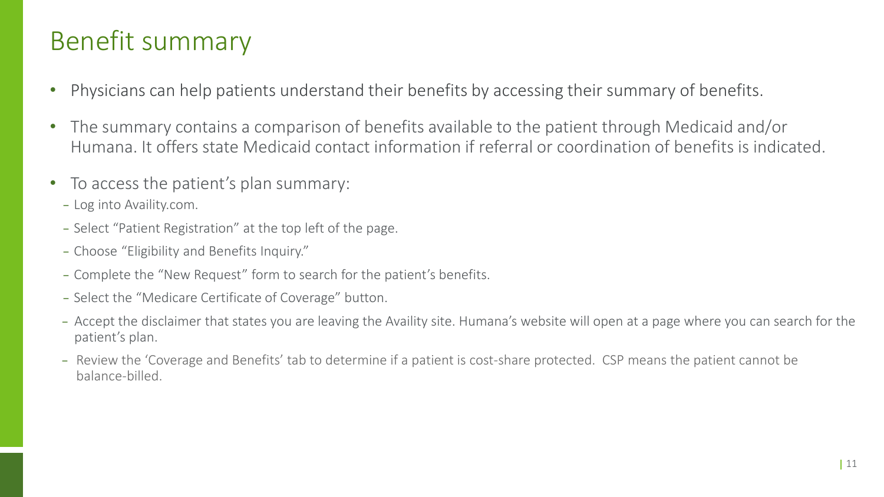# Benefit summary

- Physicians can help patients understand their benefits by accessing their summary of benefits.
- The summary contains a comparison of benefits available to the patient through Medicaid and/or Humana. It offers state Medicaid contact information if referral or coordination of benefits is indicated.
- To access the patient's plan summary:
  - Log into Availity.com.
  - Select "Patient Registration" at the top left of the page.
  - Choose "Eligibility and Benefits Inquiry."
  - Complete the "New Request" form to search for the patient's benefits.
  - Select the "Medicare Certificate of Coverage" button.
  - Accept the disclaimer that states you are leaving the Availity site. Humana's website will open at a page where you can search for the patient's plan.
  - Review the 'Coverage and Benefits' tab to determine if a patient is cost-share protected. CSP means the patient cannot be balance-billed.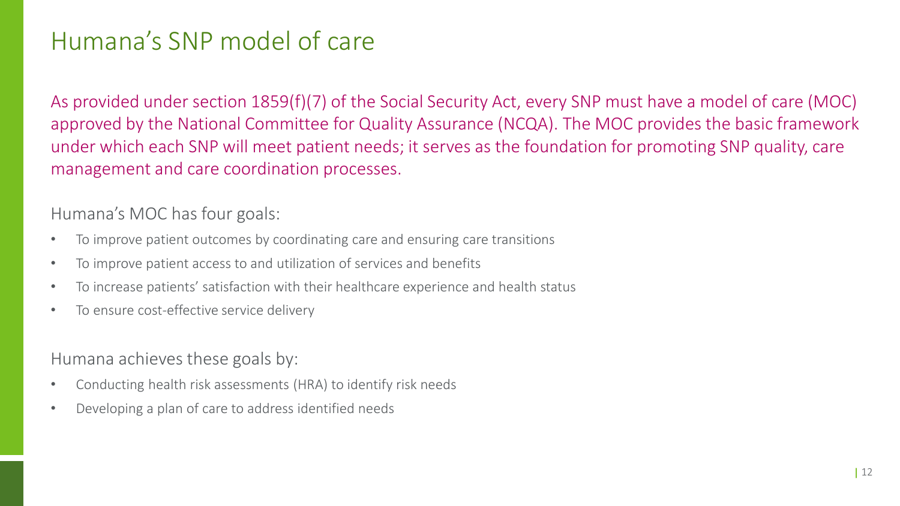# Humana's SNP model of care

As provided under section 1859(f)(7) of the Social Security Act, every SNP must have a model of care (MOC) approved by the National Committee for Quality Assurance (NCQA). The MOC provides the basic framework under which each SNP will meet patient needs; it serves as the foundation for promoting SNP quality, care management and care coordination processes.

Humana's MOC has four goals:

- To improve patient outcomes by coordinating care and ensuring care transitions
- To improve patient access to and utilization of services and benefits
- To increase patients' satisfaction with their healthcare experience and health status
- To ensure cost-effective service delivery

Humana achieves these goals by:

- Conducting health risk assessments (HRA) to identify risk needs
- Developing a plan of care to address identified needs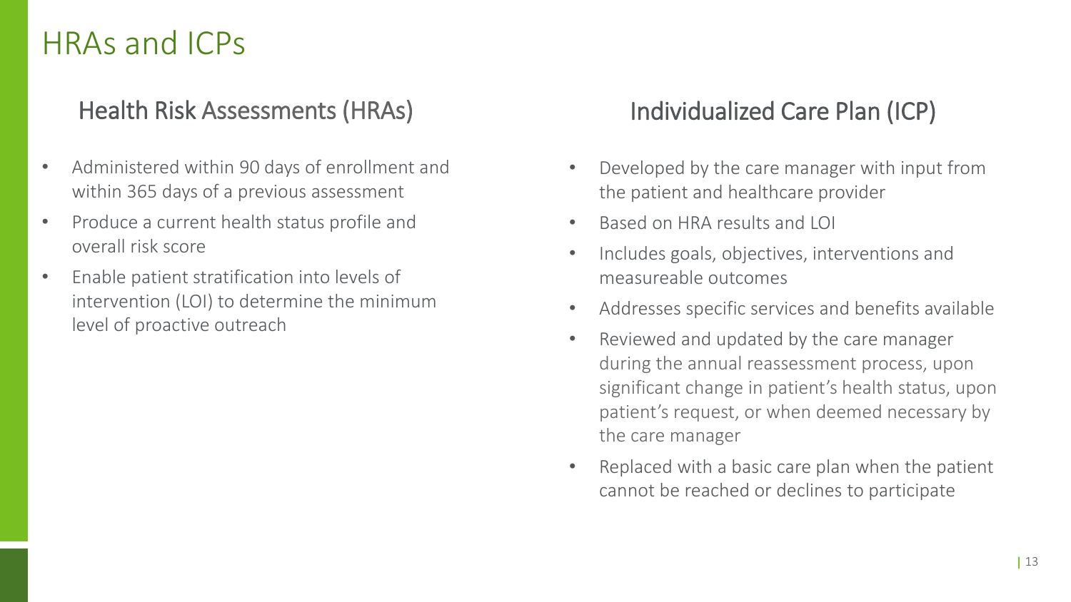# HRAs and ICPs

## Health Risk Assessments (HRAs)

- Administered within 90 days of enrollment and within 365 days of a previous assessment
- Produce a current health status profile and overall risk score
- Enable patient stratification into levels of intervention (LOI) to determine the minimum level of proactive outreach

## Individualized Care Plan (ICP)

- Developed by the care manager with input from the patient and healthcare provider
- Based on HRA results and LOI
- Includes goals, objectives, interventions and measureable outcomes
- Addresses specific services and benefits available
- Reviewed and updated by the care manager during the annual reassessment process, upon significant change in patient's health status, upon patient's request, or when deemed necessary by the care manager
- Replaced with a basic care plan when the patient cannot be reached or declines to participate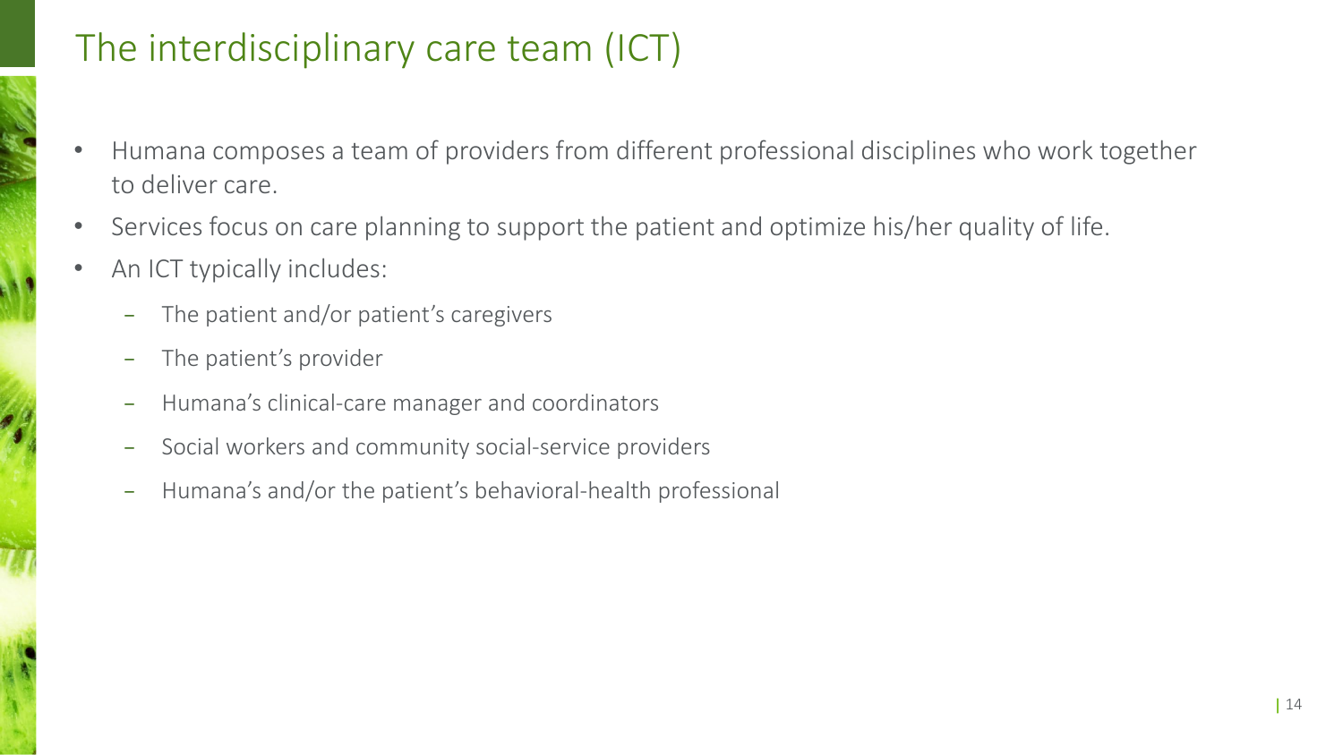# The interdisciplinary care team (ICT)

- Humana composes a team of providers from different professional disciplines who work together to deliver care.
- Services focus on care planning to support the patient and optimize his/her quality of life.
- An ICT typically includes:
  - The patient and/or patient's caregivers
  - The patient's provider
  - Humana's clinical-care manager and coordinators
  - Social workers and community social-service providers
  - Humana's and/or the patient's behavioral-health professional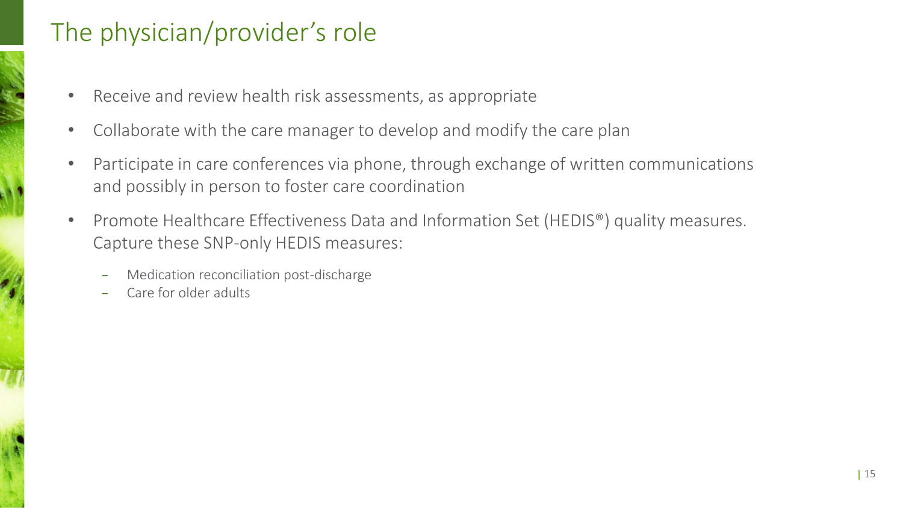# The physician/provider's role

- Receive and review health risk assessments, as appropriate
- Collaborate with the care manager to develop and modify the care plan
- Participate in care conferences via phone, through exchange of written communications and possibly in person to foster care coordination
- Promote Healthcare Effectiveness Data and Information Set (HEDIS®) quality measures. Capture these SNP-only HEDIS measures:
  - Medication reconciliation post-discharge
  - Care for older adults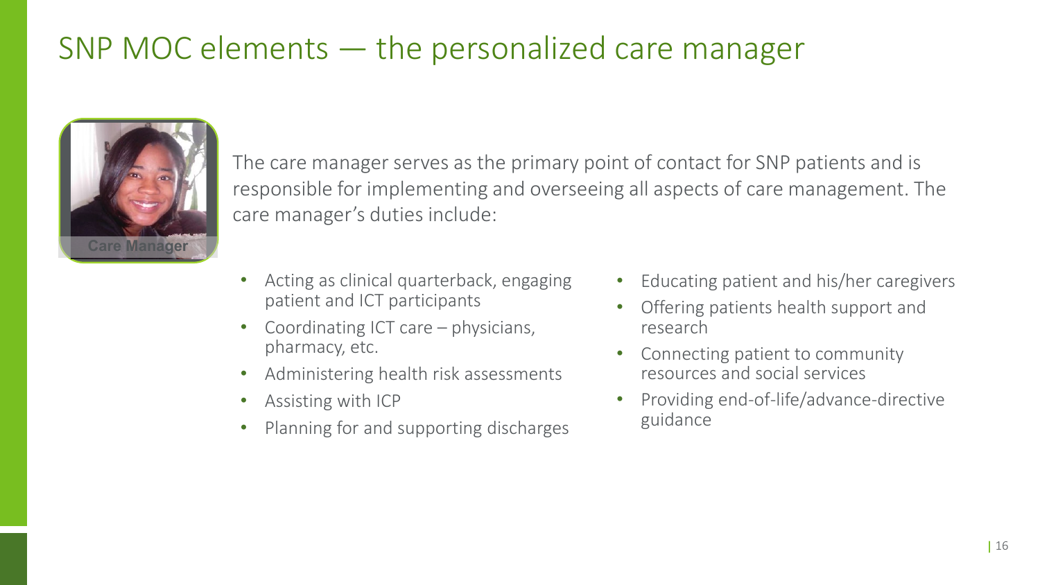# SNP MOC elements — the personalized care manager

Care Manager

The care manager serves as the primary point of contact for SNP patients and is responsible for implementing and overseeing all aspects of care management. The care manager's duties include:

- Acting as clinical quarterback, engaging patient and ICT participants
- Coordinating ICT care – physicians, pharmacy, etc.
- Administering health risk assessments
- Assisting with ICP
- Planning for and supporting discharges
- Educating patient and his/her caregivers
- Offering patients health support and research
- Connecting patient to community resources and social services
- Providing end-of-life/advance-directive guidance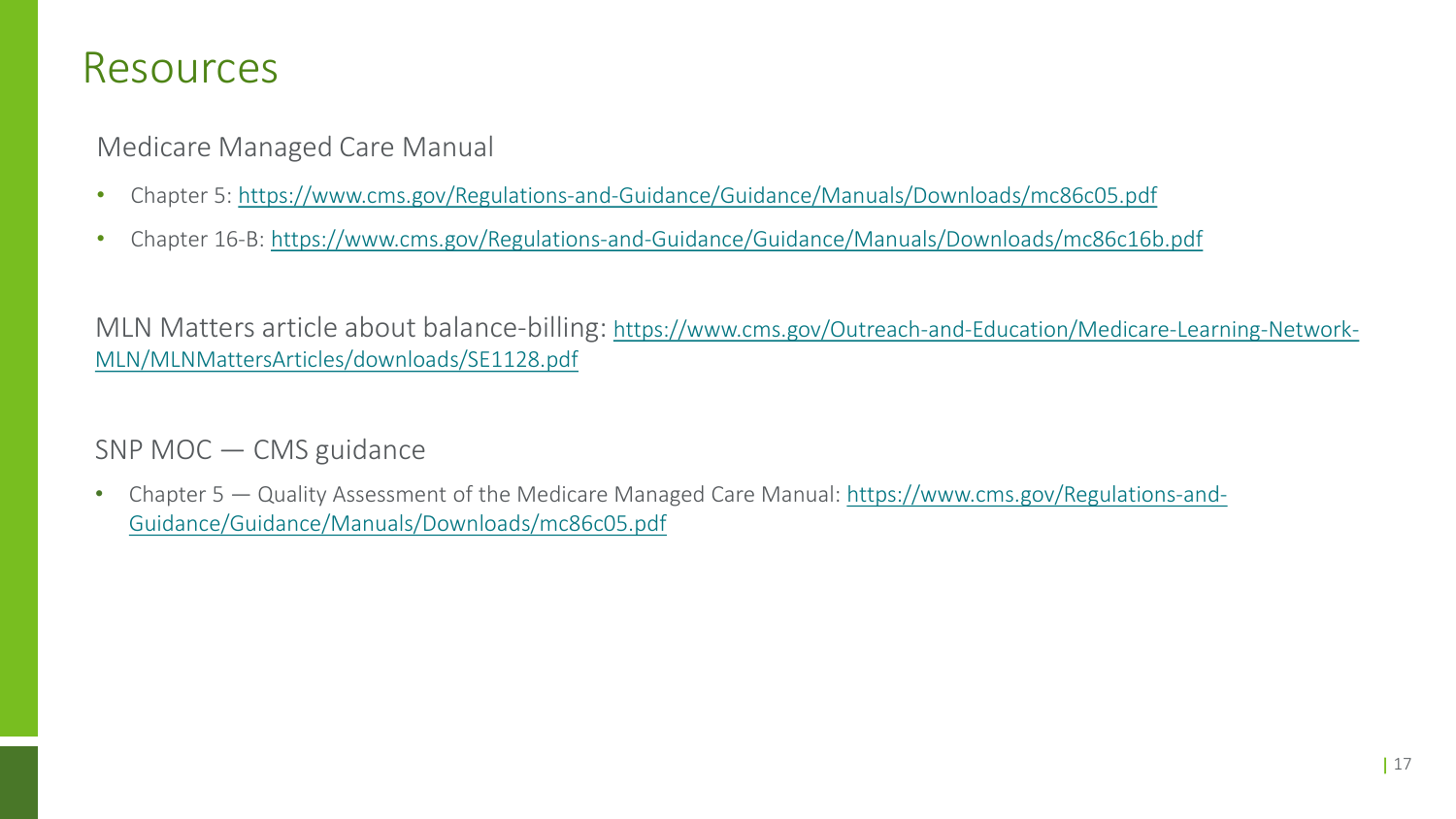# Resources

## Medicare Managed Care Manual

- Chapter 5: https://www.cms.gov/Regulations-and-Guidance/Guidance/Manuals/Downloads/mc86c05.pdf
- Chapter 16-B: https://www.cms.gov/Regulations-and-Guidance/Guidance/Manuals/Downloads/mc86c16b.pdf

MLN Matters article about balance-billing: https://www.cms.gov/Outreach-and-Education/Medicare-Learning-Network-MLN/MLNMattersArticles/downloads/SE1128.pdf

## SNP MOC — CMS guidance

- Chapter 5 — Quality Assessment of the Medicare Managed Care Manual: https://www.cms.gov/Regulations-and-Guidance/Guidance/Manuals/Downloads/mc86c05.pdf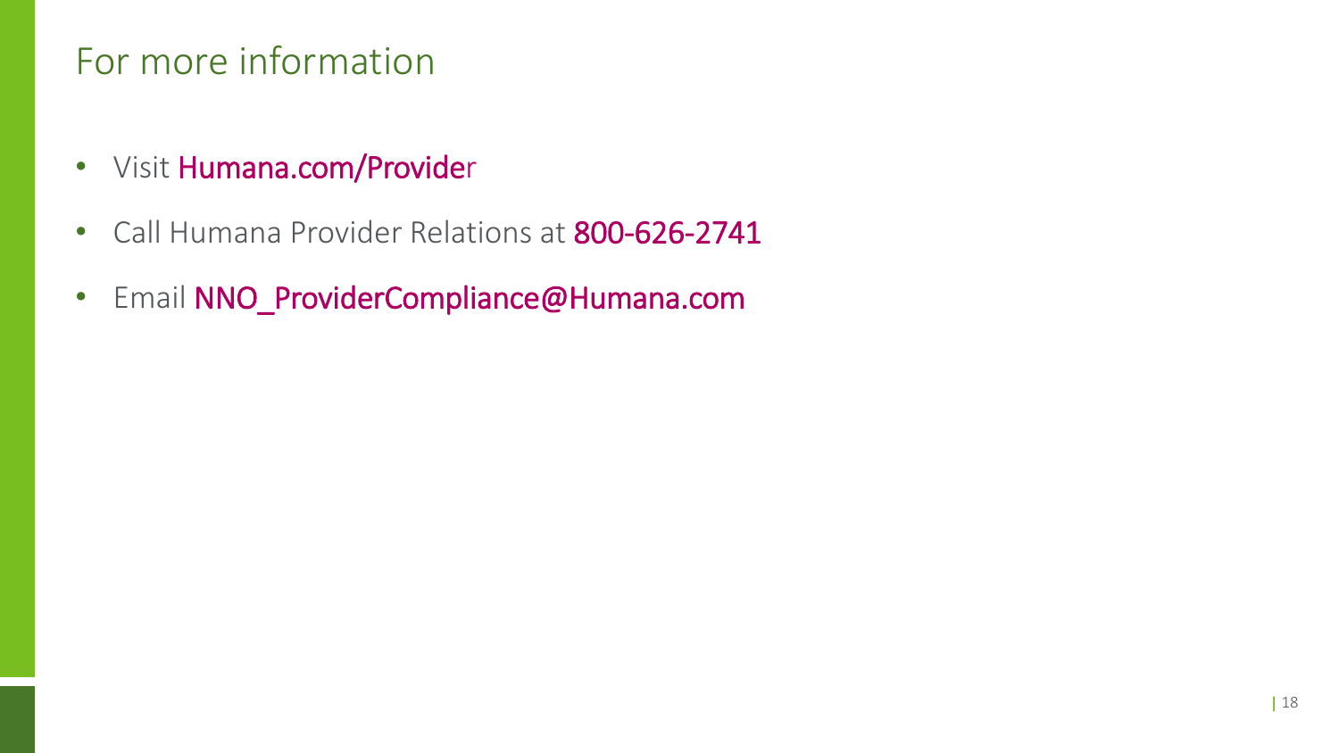# For more information

- Visit Humana.com/Provider
- Call Humana Provider Relations at 800-626-2741
- Email NNO_ProviderCompliance@Humana.com